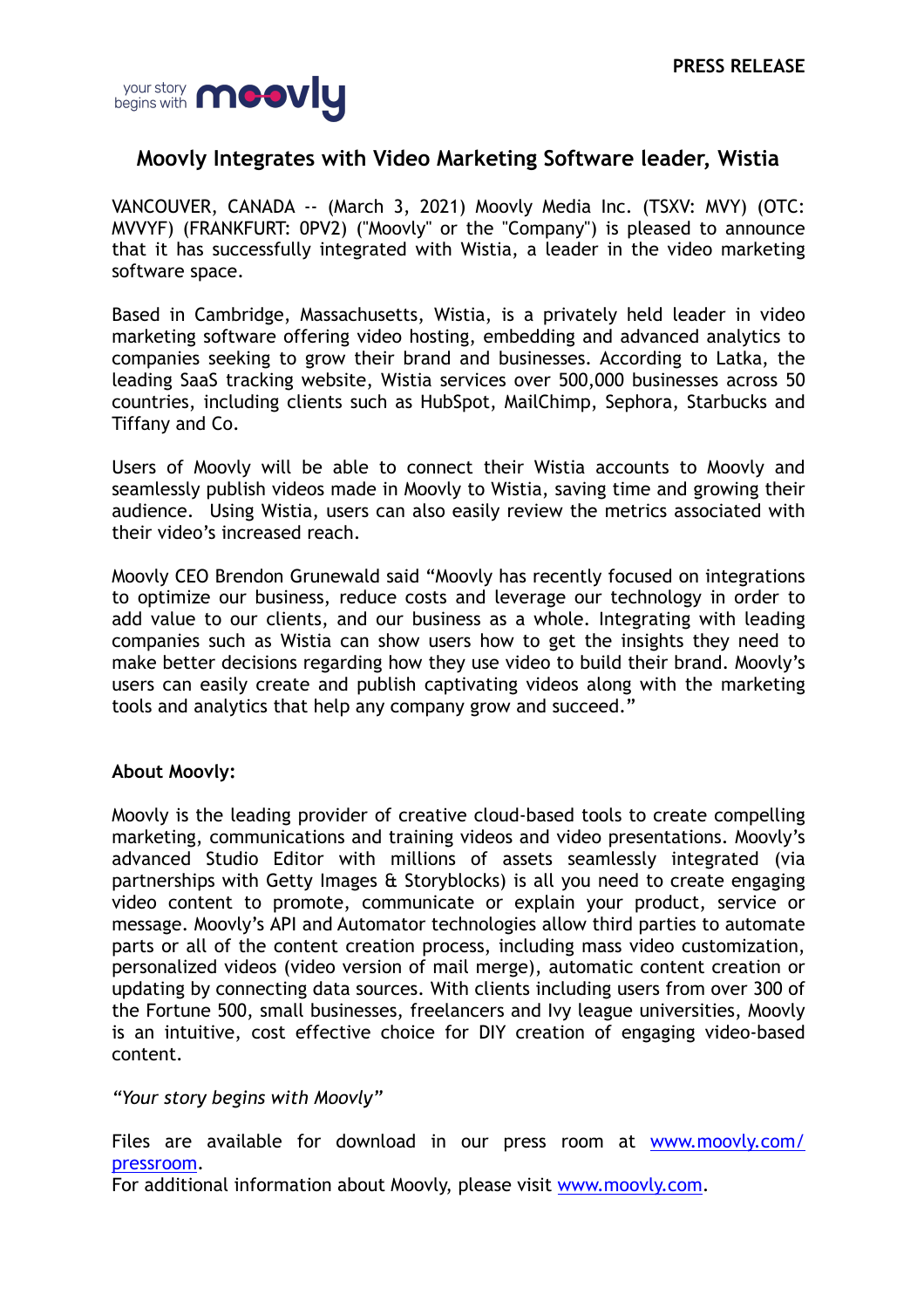PRESS RELEASE

# Moovly Integrates with Video Marketing Software leader, Wistia

VANCOUVER, CANADA -- (March 3, 2021) Moovly Media Inc. (TSXV: MVY) (OTC: MVVYF) (FRANKFURT: 0PV2) ("Moovly" or the "Company") is pleased to announce that it has successfully integrated with Wistia, a leader in the video marketing software space.

Based in Cambridge, Massachusetts, Wistia, is a privately held leader in video marketing software offering video hosting, embedding and advanced analytics to companies seeking to grow their brand and businesses. According to Latka, the leading SaaS tracking website, Wistia services over 500,000 businesses across 50 countries, including clients such as HubSpot, MailChimp, Sephora, Starbucks and Tiffany and Co.

Users of Moovly will be able to connect their Wistia accounts to Moovly and seamlessly publish videos made in Moovly to Wistia, saving time and growing their audience. Using Wistia, users can also easily review the metrics associated with their video's increased reach.

Moovly CEO Brendon Grunewald said "Moovly has recently focused on integrations to optimize our business, reduce costs and leverage our technology in order to add value to our clients, and our business as a whole. Integrating with leading companies such as Wistia can show users how to get the insights they need to make better decisions regarding how they use video to build their brand. Moovly's users can easily create and publish captivating videos along with the marketing tools and analytics that help any company grow and succeed."

**About Moovly:**

Moovly is the leading provider of creative cloud-based tools to create compelling marketing, communications and training videos and video presentations. Moovly's advanced Studio Editor with millions of assets seamlessly integrated (via partnerships with Getty Images & Storyblocks) is all you need to create engaging video content to promote, communicate or explain your product, service or message. Moovly's API and Automator technologies allow third parties to automate parts or all of the content creation process, including mass video customization, personalized videos (video version of mail merge), automatic content creation or updating by connecting data sources. With clients including users from over 300 of the Fortune 500, small businesses, freelancers and Ivy league universities, Moovly is an intuitive, cost effective choice for DIY creation of engaging video-based content.

*"Your story begins with Moovly"*

Files are available for download in our press room at [www.moovly.com/pressroom](www.moovly.com/pressroom).
For additional information about Moovly, please visit [www.moovly.com](www.moovly.com).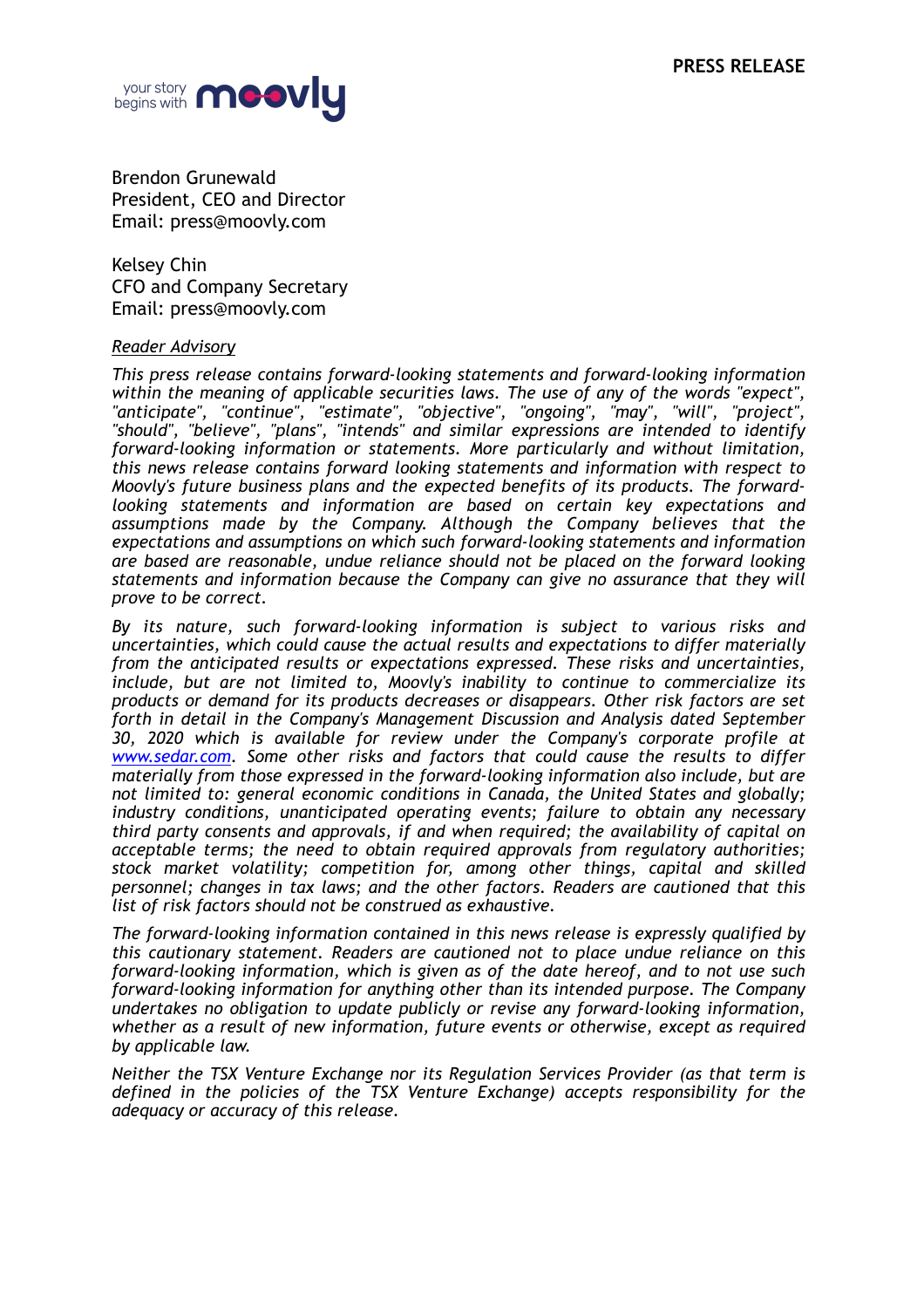Brendon Grunewald
President, CEO and Director
Email: press@moovly.com

Kelsey Chin
CFO and Company Secretary
Email: press@moovly.com

*Reader Advisory*

*This press release contains forward-looking statements and forward-looking information within the meaning of applicable securities laws. The use of any of the words "expect", "anticipate", "continue", "estimate", "objective", "ongoing", "may", "will", "project", "should", "believe", "plans", "intends" and similar expressions are intended to identify forward-looking information or statements. More particularly and without limitation, this news release contains forward looking statements and information with respect to Moovly's future business plans and the expected benefits of its products. The forward-looking statements and information are based on certain key expectations and assumptions made by the Company. Although the Company believes that the expectations and assumptions on which such forward-looking statements and information are based are reasonable, undue reliance should not be placed on the forward looking statements and information because the Company can give no assurance that they will prove to be correct.*

*By its nature, such forward-looking information is subject to various risks and uncertainties, which could cause the actual results and expectations to differ materially from the anticipated results or expectations expressed. These risks and uncertainties, include, but are not limited to, Moovly's inability to continue to commercialize its products or demand for its products decreases or disappears. Other risk factors are set forth in detail in the Company's Management Discussion and Analysis dated September 30, 2020 which is available for review under the Company's corporate profile at www.sedar.com. Some other risks and factors that could cause the results to differ materially from those expressed in the forward-looking information also include, but are not limited to: general economic conditions in Canada, the United States and globally; industry conditions, unanticipated operating events; failure to obtain any necessary third party consents and approvals, if and when required; the availability of capital on acceptable terms; the need to obtain required approvals from regulatory authorities; stock market volatility; competition for, among other things, capital and skilled personnel; changes in tax laws; and the other factors. Readers are cautioned that this list of risk factors should not be construed as exhaustive.*

*The forward-looking information contained in this news release is expressly qualified by this cautionary statement. Readers are cautioned not to place undue reliance on this forward-looking information, which is given as of the date hereof, and to not use such forward-looking information for anything other than its intended purpose. The Company undertakes no obligation to update publicly or revise any forward-looking information, whether as a result of new information, future events or otherwise, except as required by applicable law.*

*Neither the TSX Venture Exchange nor its Regulation Services Provider (as that term is defined in the policies of the TSX Venture Exchange) accepts responsibility for the adequacy or accuracy of this release.*